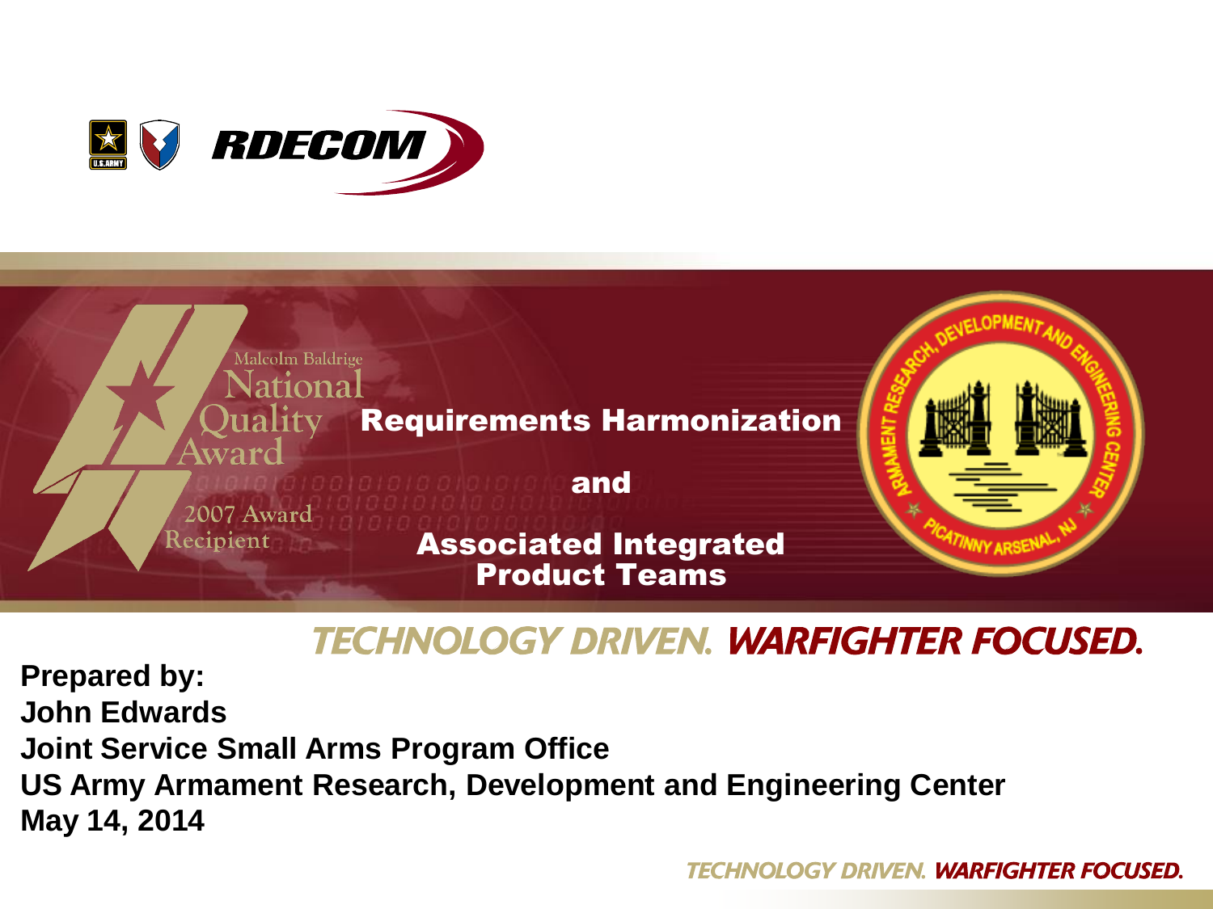# Requirements Harmonization

# and

# Associated Integrated Product Teams

**Prepared by:**
**John Edwards**
**Joint Service Small Arms Program Office**
**US Army Armament Research, Development and Engineering Center**
**May 14, 2014**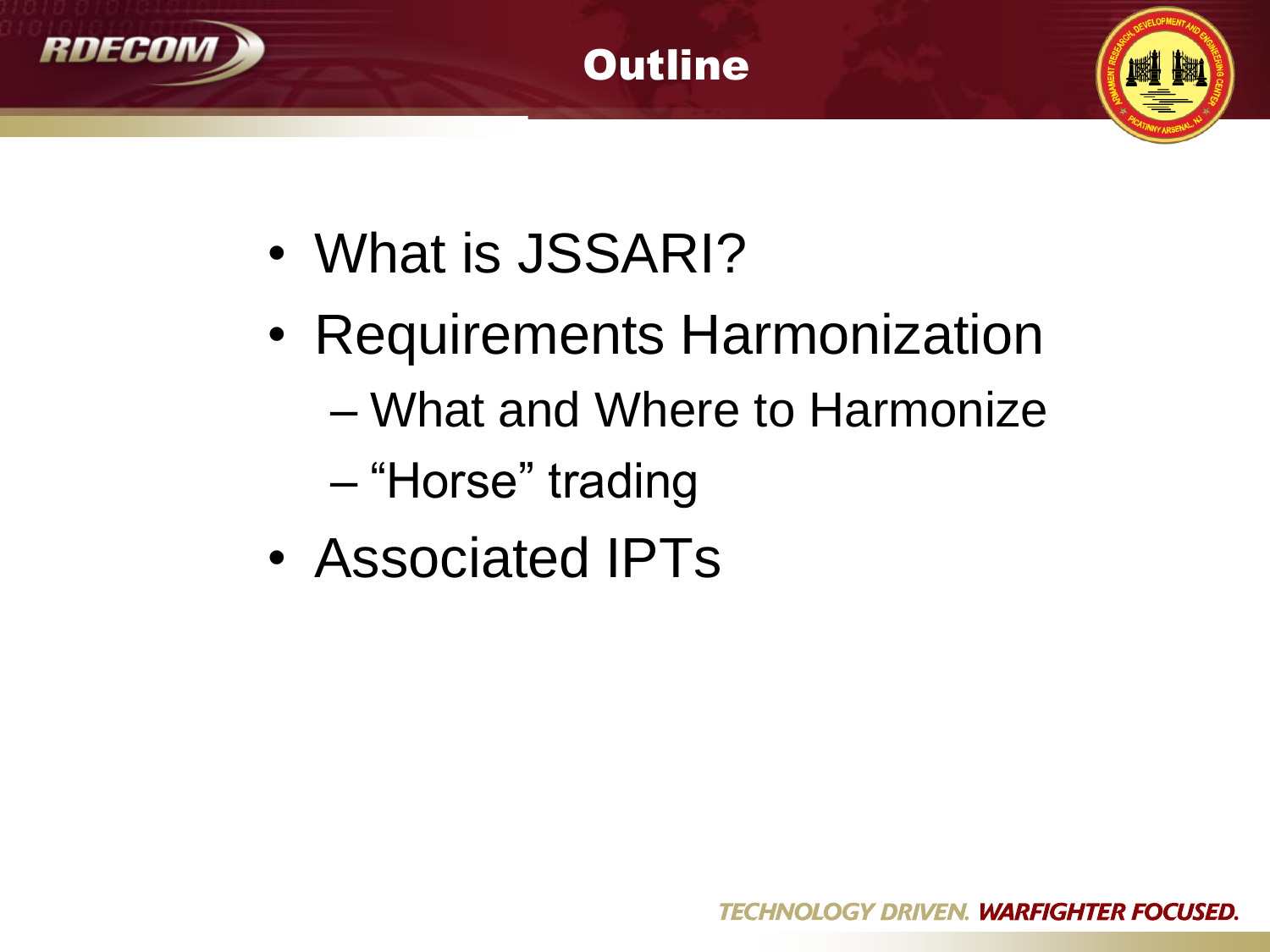# Outline

- What is JSSARI?
- Requirements Harmonization
  - What and Where to Harmonize
  - "Horse" trading
- Associated IPTs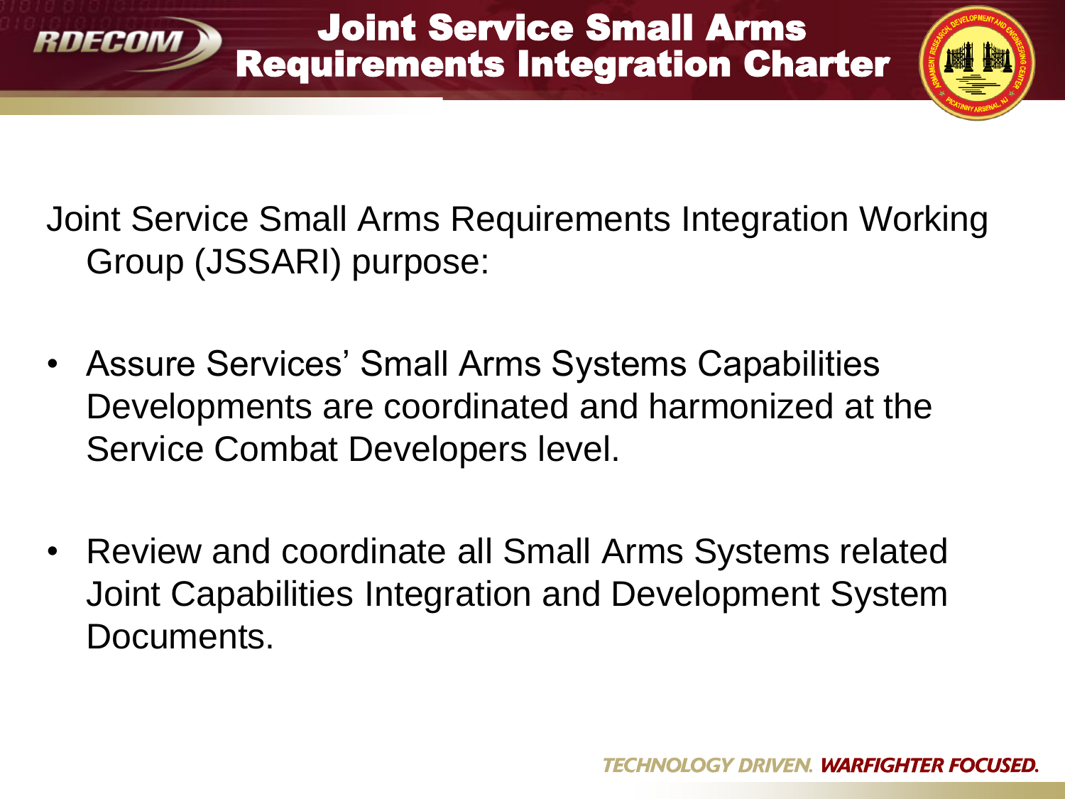# Joint Service Small Arms Requirements Integration Charter

Joint Service Small Arms Requirements Integration Working Group (JSSARI) purpose:

- Assure Services' Small Arms Systems Capabilities Developments are coordinated and harmonized at the Service Combat Developers level.
- Review and coordinate all Small Arms Systems related Joint Capabilities Integration and Development System Documents.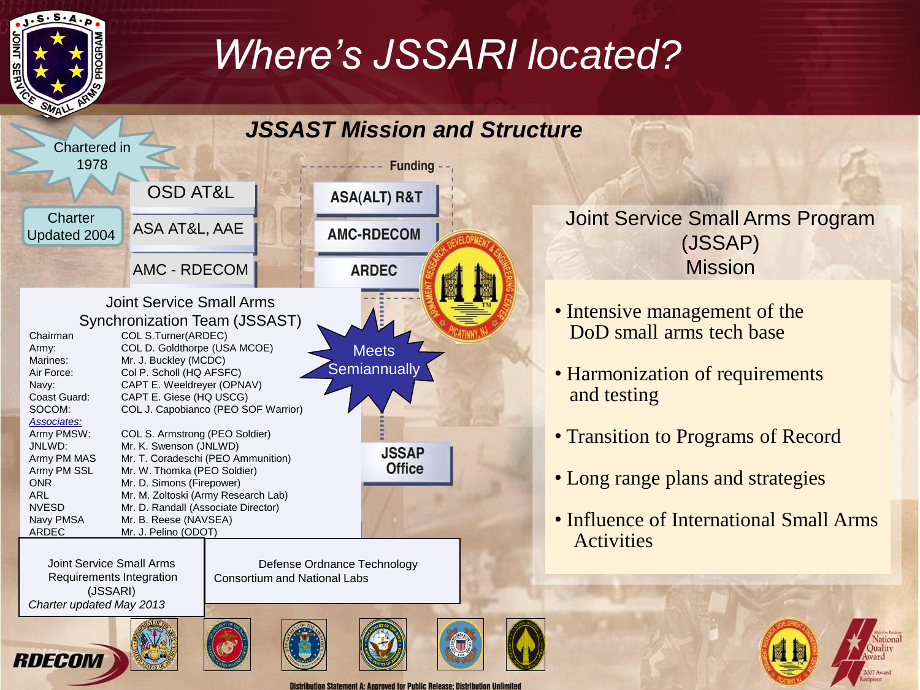# Where's JSSARI located?

## JSSAST Mission and Structure

Chartered in 1978

Charter Updated 2004

- OSD AT&L
- ASA AT&L, AAE
- AMC - RDECOM

Funding

- ASA(ALT) R&T
- AMC-RDECOM
- ARDEC

### Joint Service Small Arms Synchronization Team (JSSAST)

| | |
|---|---|
| Chairman | COL S.Turner(ARDEC) |
| Army: | COL D. Goldthorpe (USA MCOE) |
| Marines: | Mr. J. Buckley (MCDC) |
| Air Force: | Col P. Scholl (HQ AFSFC) |
| Navy: | CAPT E. Weeldreyer (OPNAV) |
| Coast Guard: | CAPT E. Giese (HQ USCG) |
| SOCOM: | COL J. Capobianco (PEO SOF Warrior) |
| *Associates:* | |
| Army PMSW: | COL S. Armstrong (PEO Soldier) |
| JNLWD: | Mr. K. Swenson (JNLWD) |
| Army PM MAS | Mr. T. Coradeschi (PEO Ammunition) |
| Army PM SSL | Mr. W. Thomka (PEO Soldier) |
| ONR | Mr. D. Simons (Firepower) |
| ARL | Mr. M. Zoltoski (Army Research Lab) |
| NVESD | Mr. D. Randall (Associate Director) |
| Navy PMSA | Mr. B. Reese (NAVSEA) |
| ARDEC | Mr. J. Pelino (ODOT) |

Meets Semiannually

JSSAP Office

Joint Service Small Arms Requirements Integration (JSSARI)
*Charter updated May 2013*

Defense Ordnance Technology Consortium and National Labs

### Joint Service Small Arms Program (JSSAP) Mission

- Intensive management of the DoD small arms tech base
- Harmonization of requirements and testing
- Transition to Programs of Record
- Long range plans and strategies
- Influence of International Small Arms Activities

Distribution Statement A: Approved for Public Release; Distribution Unlimited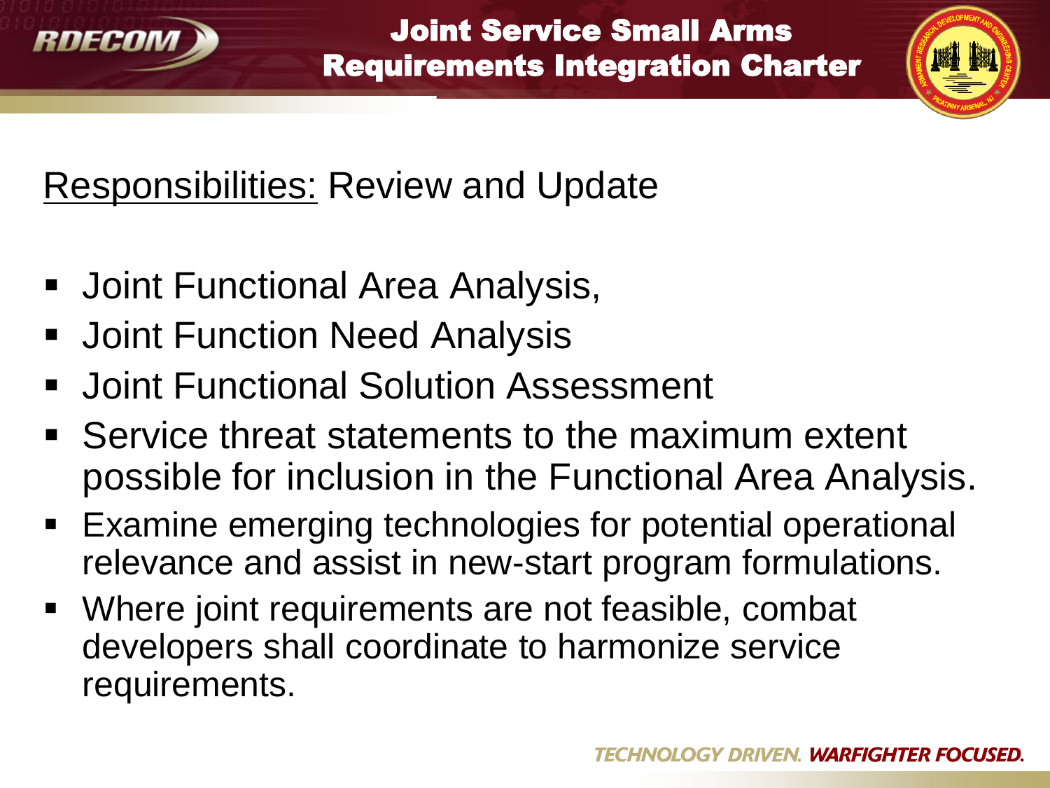# Joint Service Small Arms Requirements Integration Charter

## Responsibilities: Review and Update

- Joint Functional Area Analysis,
- Joint Function Need Analysis
- Joint Functional Solution Assessment
- Service threat statements to the maximum extent possible for inclusion in the Functional Area Analysis.
- Examine emerging technologies for potential operational relevance and assist in new-start program formulations.
- Where joint requirements are not feasible, combat developers shall coordinate to harmonize service requirements.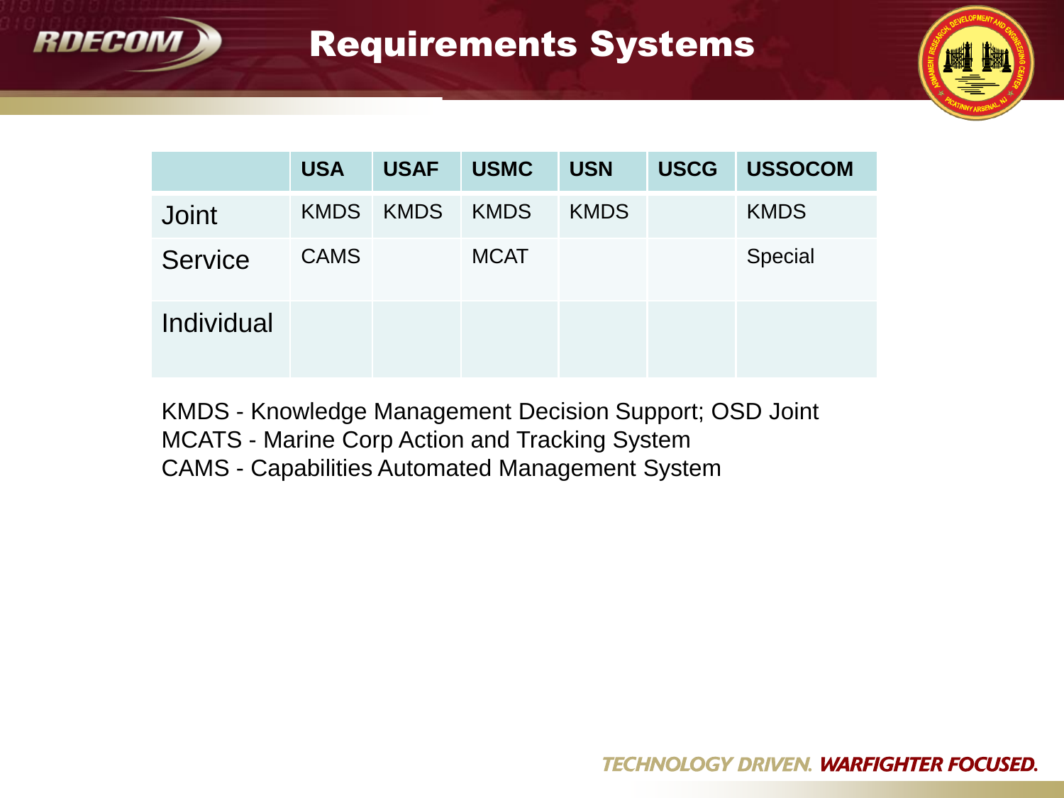# Requirements Systems

| | USA | USAF | USMC | USN | USCG | USSOCOM |
|---|---|---|---|---|---|---|
| Joint | KMDS | KMDS | KMDS | KMDS | | KMDS |
| Service | CAMS | | MCAT | | | Special |
| Individual | | | | | | |

KMDS - Knowledge Management Decision Support; OSD Joint
MCATS - Marine Corp Action and Tracking System
CAMS - Capabilities Automated Management System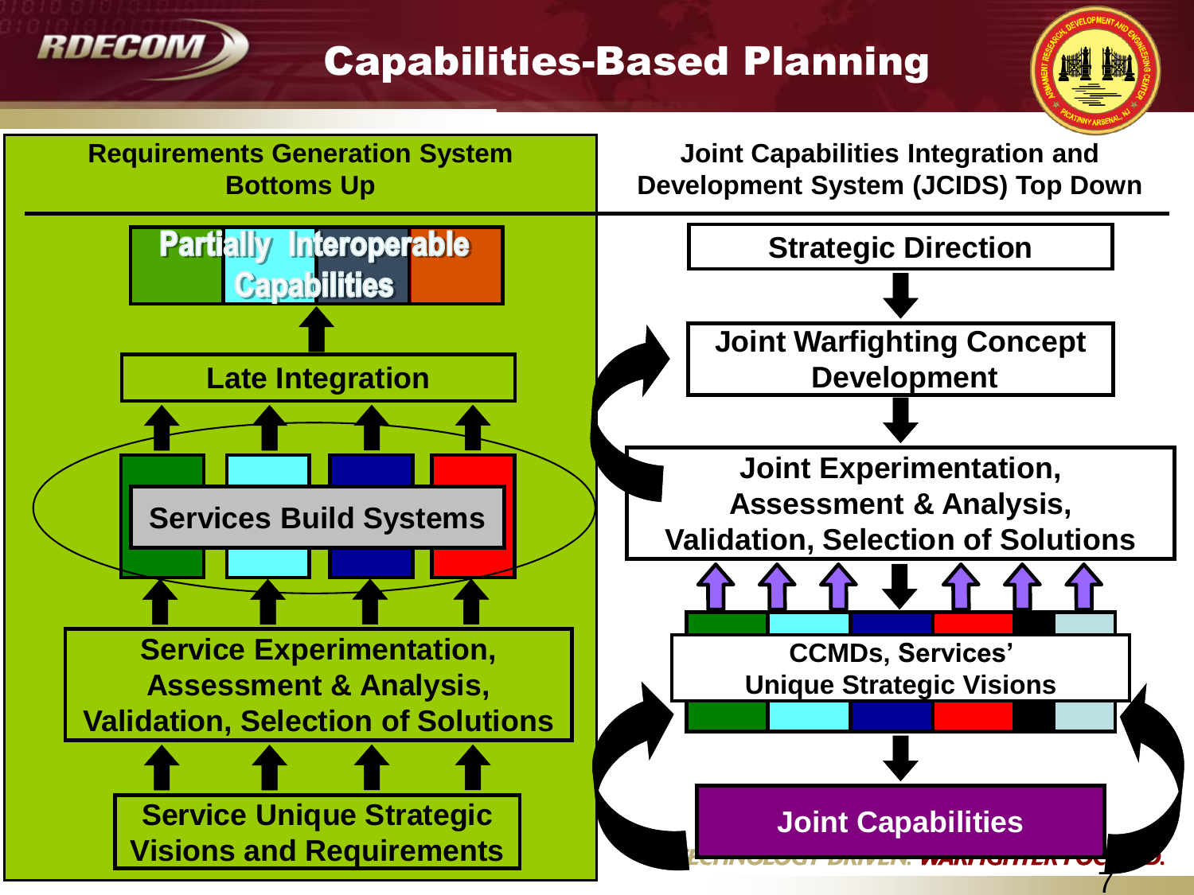# Capabilities-Based Planning

## Requirements Generation System Bottoms Up

Partially Interoperable Capabilities

↑

Late Integration

↑ ↑ ↑ ↑

Services Build Systems

↑ ↑ ↑ ↑

Service Experimentation, Assessment & Analysis, Validation, Selection of Solutions

↑ ↑ ↑ ↑

Service Unique Strategic Visions and Requirements

## Joint Capabilities Integration and Development System (JCIDS) Top Down

Strategic Direction

↓

Joint Warfighting Concept Development

↓

Joint Experimentation, Assessment & Analysis, Validation, Selection of Solutions

↑ ↑ ↑ ↓ ↑ ↑ ↑

CCMDs, Services' Unique Strategic Visions

↓

Joint Capabilities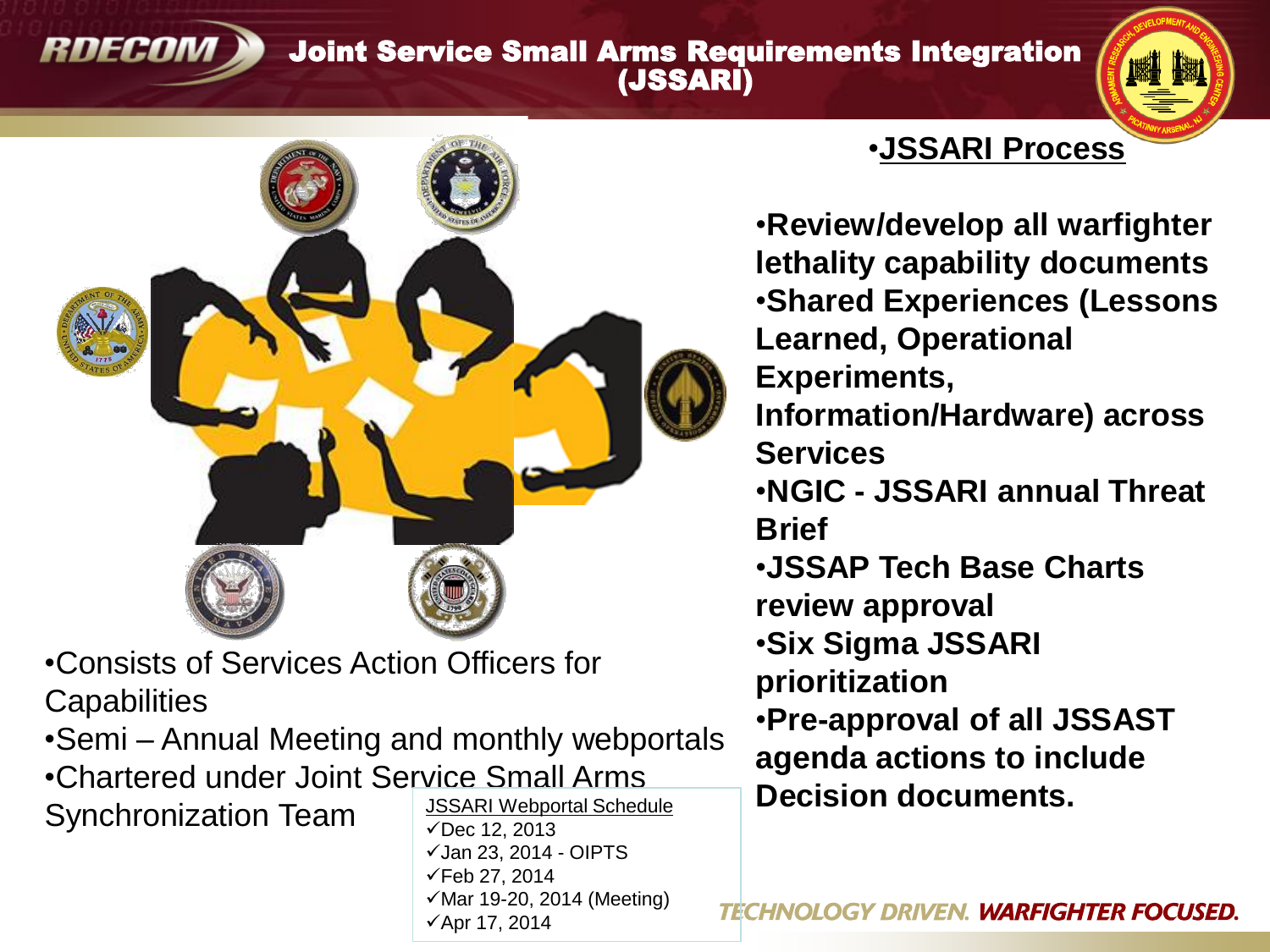# Joint Service Small Arms Requirements Integration (JSSARI)

- Consists of Services Action Officers for Capabilities
- Semi – Annual Meeting and monthly webportals
- Chartered under Joint Service Small Arms Synchronization Team

JSSARI Webportal Schedule

- ✓Dec 12, 2013
- ✓Jan 23, 2014 - OIPTS
- ✓Feb 27, 2014
- ✓Mar 19-20, 2014 (Meeting)
- ✓Apr 17, 2014

## JSSARI Process

- **Review/develop all warfighter lethality capability documents**
- **Shared Experiences (Lessons Learned, Operational Experiments, Information/Hardware) across Services**
- **NGIC - JSSARI annual Threat Brief**
- **JSSAP Tech Base Charts review approval**
- **Six Sigma JSSARI prioritization**
- **Pre-approval of all JSSAST agenda actions to include Decision documents.**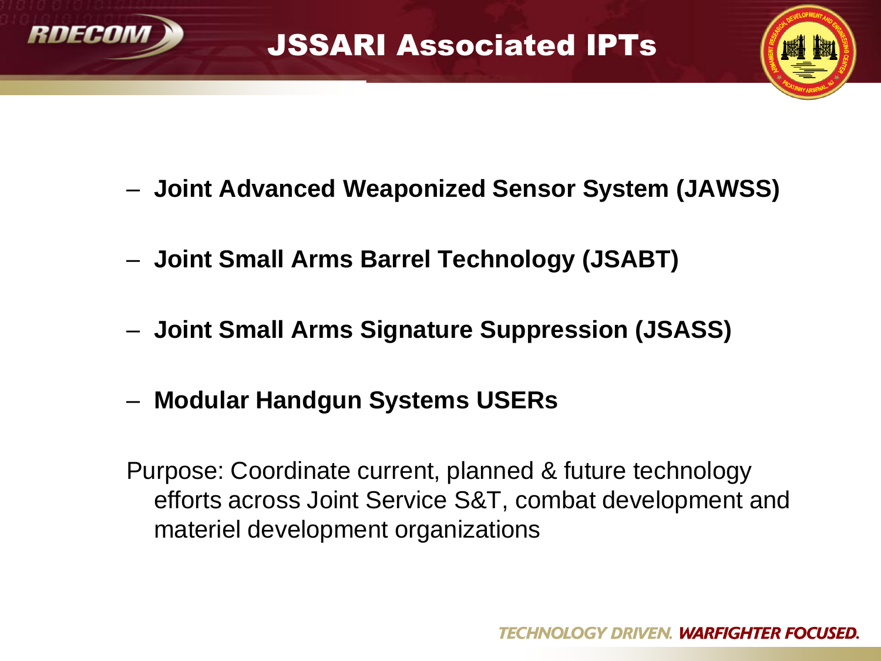# JSSARI Associated IPTs

- **Joint Advanced Weaponized Sensor System (JAWSS)**
- **Joint Small Arms Barrel Technology (JSABT)**
- **Joint Small Arms Signature Suppression (JSASS)**
- **Modular Handgun Systems USERs**

Purpose: Coordinate current, planned & future technology efforts across Joint Service S&T, combat development and materiel development organizations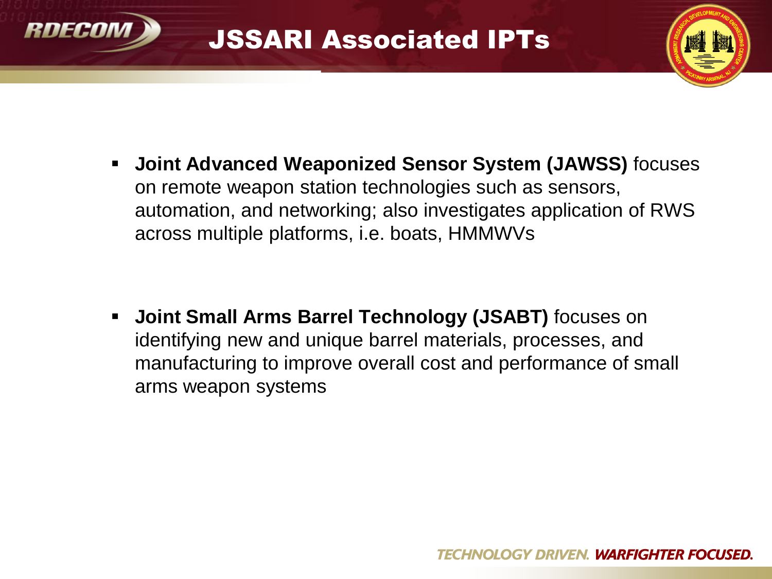# JSSARI Associated IPTs

- **Joint Advanced Weaponized Sensor System (JAWSS)** focuses on remote weapon station technologies such as sensors, automation, and networking; also investigates application of RWS across multiple platforms, i.e. boats, HMMWVs

- **Joint Small Arms Barrel Technology (JSABT)** focuses on identifying new and unique barrel materials, processes, and manufacturing to improve overall cost and performance of small arms weapon systems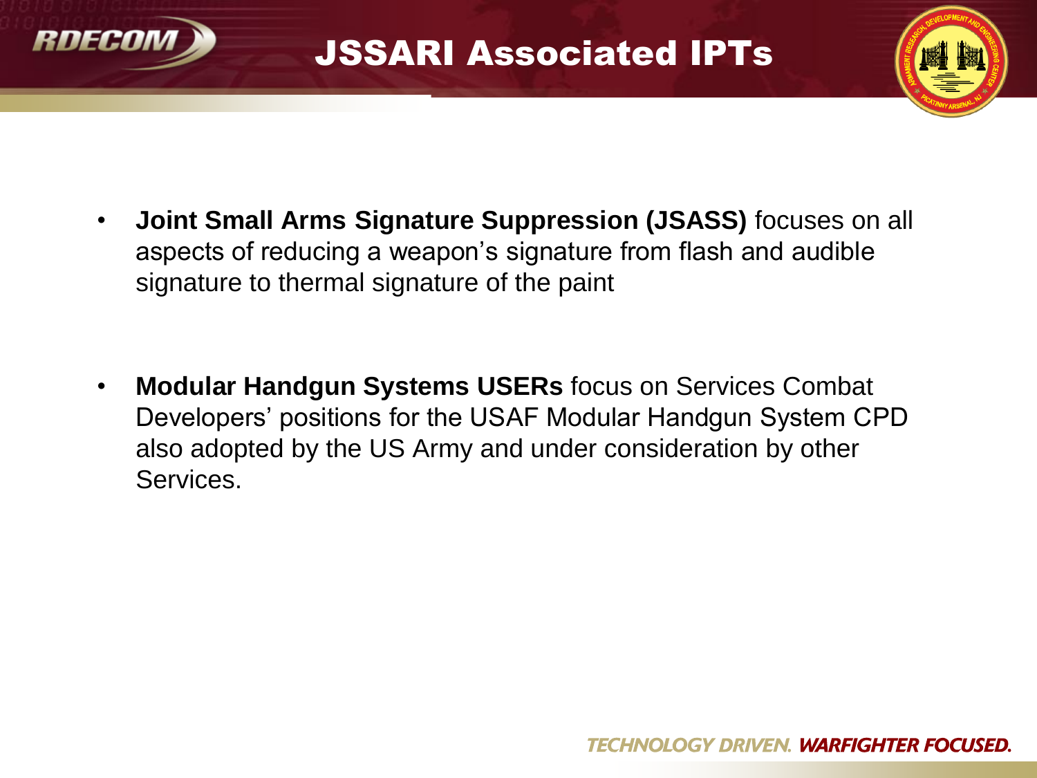# JSSARI Associated IPTs

- **Joint Small Arms Signature Suppression (JSASS)** focuses on all aspects of reducing a weapon's signature from flash and audible signature to thermal signature of the paint

- **Modular Handgun Systems USERs** focus on Services Combat Developers' positions for the USAF Modular Handgun System CPD also adopted by the US Army and under consideration by other Services.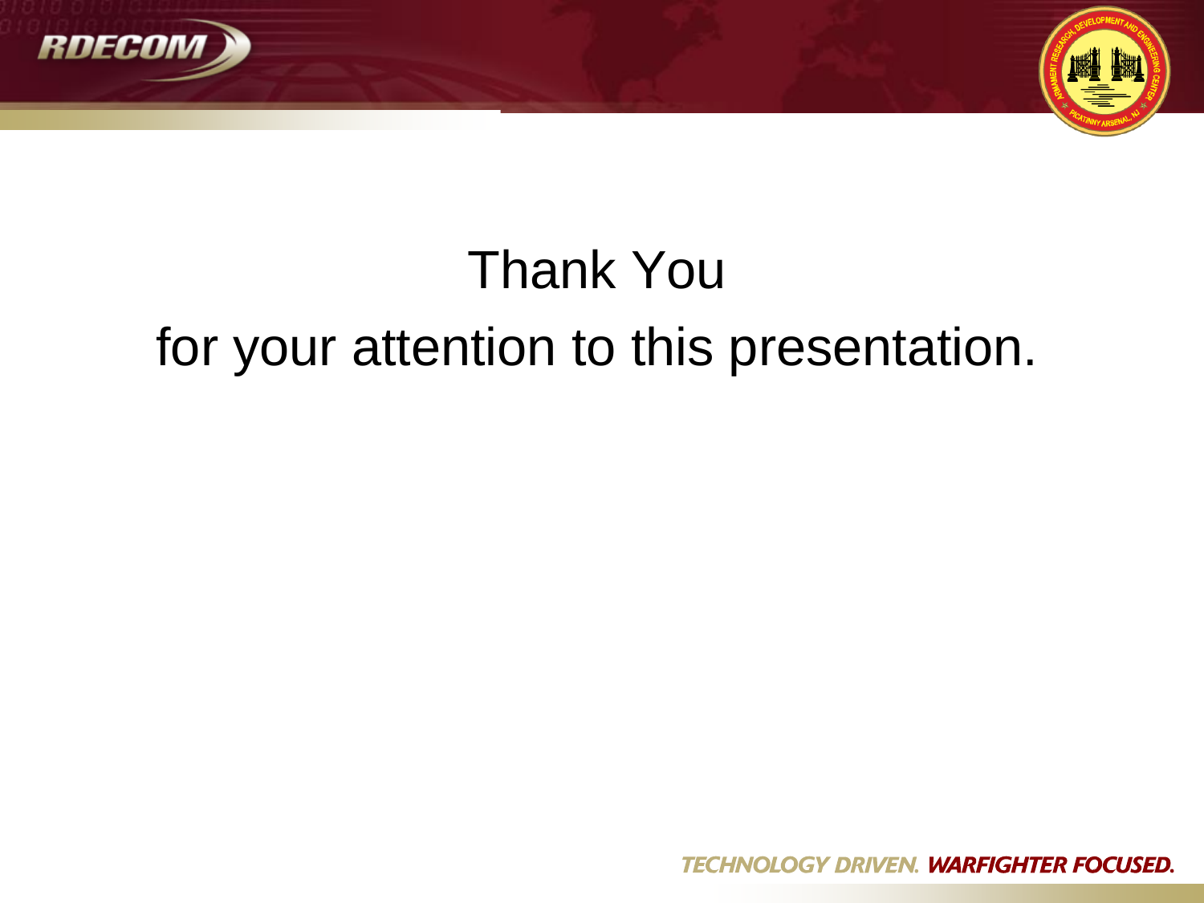Thank You

for your attention to this presentation.